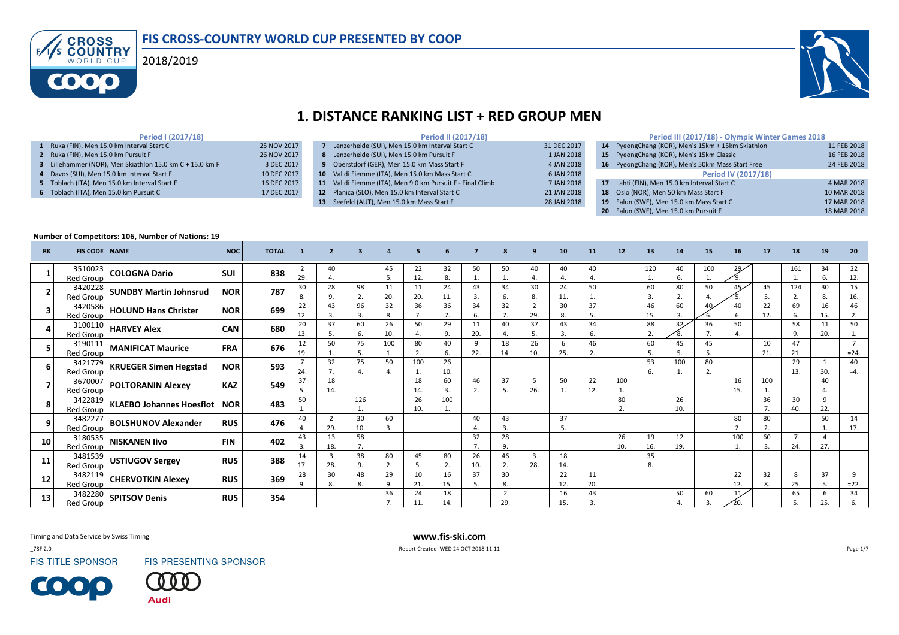# FIS CROSS-COUNTRY WORLD CUP PRESENTED BY COOP

2018/2019

# 1. DISTANCE RANKING LIST + RED GROUP MEN

| Period I (2017/18) | |
|---|---|
| 1 Ruka (FIN), Men 15.0 km Interval Start C | 25 NOV 2017 |
| 2 Ruka (FIN), Men 15.0 km Pursuit F | 26 NOV 2017 |
| 3 Lillehammer (NOR), Men Skiathlon 15.0 km C + 15.0 km F | 3 DEC 2017 |
| 4 Davos (SUI), Men 15.0 km Interval Start F | 10 DEC 2017 |
| 5 Toblach (ITA), Men 15.0 km Interval Start F | 16 DEC 2017 |
| 6 Toblach (ITA), Men 15.0 km Pursuit C | 17 DEC 2017 |

| Period II (2017/18) | |
|---|---|
| 7 Lenzerheide (SUI), Men 15.0 km Interval Start C | 31 DEC 2017 |
| 8 Lenzerheide (SUI), Men 15.0 km Pursuit F | 1 JAN 2018 |
| 9 Oberstdorf (GER), Men 15.0 km Mass Start F | 4 JAN 2018 |
| 10 Val di Fiemme (ITA), Men 15.0 km Mass Start C | 6 JAN 2018 |
| 11 Val di Fiemme (ITA), Men 9.0 km Pursuit F - Final Climb | 7 JAN 2018 |
| 12 Planica (SLO), Men 15.0 km Interval Start C | 21 JAN 2018 |
| 13 Seefeld (AUT), Men 15.0 km Mass Start F | 28 JAN 2018 |

| Period III (2017/18) - Olympic Winter Games 2018 | |
|---|---|
| 14 PyeongChang (KOR), Men's 15km + 15km Skiathlon | 11 FEB 2018 |
| 15 PyeongChang (KOR), Men's 15km Classic | 16 FEB 2018 |
| 16 PyeongChang (KOR), Men's 50km Mass Start Free | 24 FEB 2018 |
| **Period IV (2017/18)** | |
| 17 Lahti (FIN), Men 15.0 km Interval Start C | 4 MAR 2018 |
| 18 Oslo (NOR), Men 50 km Mass Start F | 10 MAR 2018 |
| 19 Falun (SWE), Men 15.0 km Mass Start C | 17 MAR 2018 |
| 20 Falun (SWE), Men 15.0 km Pursuit F | 18 MAR 2018 |

**Number of Competitors: 106, Number of Nations: 19**

| RK | FIS CODE | NAME | NOC | TOTAL | 1 | 2 | 3 | 4 | 5 | 6 | 7 | 8 | 9 | 10 | 11 | 12 | 13 | 14 | 15 | 16 | 17 | 18 | 19 | 20 |
|---|---|---|---|---|---|---|---|---|---|---|---|---|---|---|---|---|---|---|---|---|---|---|---|---|
| 1 | 3510023 Red Group | COLOGNA Dario | SUI | 838 | 2 29. | 40 4. | | 45 5. | 22 12. | 32 8. | 50 1. | 50 1. | 40 4. | 40 4. | 40 4. | | 120 1. | 40 6. | 100 1. | 29 9. | | 161 1. | 34 6. | 22 12. |
| 2 | 3420228 Red Group | SUNDBY Martin Johnsrud | NOR | 787 | 30 8. | 28 9. | 98 2. | 11 20. | 11 20. | 24 11. | 43 3. | 34 6. | 30 8. | 24 11. | 50 1. | | 60 3. | 80 2. | 50 4. | 45 5. | 45 5. | 124 2. | 30 8. | 15 16. |
| 3 | 3420586 Red Group | HOLUND Hans Christer | NOR | 699 | 22 12. | 43 3. | 96 3. | 32 8. | 36 7. | 36 7. | 34 6. | 32 7. | 2 29. | 30 8. | 37 5. | | 46 15. | 60 3. | 40 6. | 40 6. | 22 12. | 69 6. | 16 15. | 46 2. |
| 4 | 3100110 Red Group | HARVEY Alex | CAN | 680 | 20 13. | 37 5. | 60 6. | 26 10. | 50 4. | 29 9. | 11 20. | 40 4. | 37 5. | 43 3. | 34 6. | | 88 2. | 32 8. | 36 7. | 50 4. | | 58 9. | 11 20. | 50 1. |
| 5 | 3190111 Red Group | MANIFICAT Maurice | FRA | 676 | 12 19. | 50 1. | 75 5. | 100 1. | 80 2. | 40 6. | 9 22. | 18 14. | 26 10. | 6 25. | 46 2. | | 60 5. | 45 5. | 45 5. | | 10 21. | 47 21. | | 7 =24. |
| 6 | 3421779 Red Group | KRUEGER Simen Hegstad | NOR | 593 | 7 24. | 32 7. | 75 4. | 50 4. | 100 1. | 26 10. | | | | | | | 53 6. | 100 1. | 80 2. | | | 29 13. | 1 30. | 40 =4. |
| 7 | 3670007 Red Group | POLTORANIN Alexey | KAZ | 549 | 37 5. | 18 14. | | | 18 14. | 60 3. | 46 2. | 37 5. | 5 26. | 50 1. | 22 12. | 100 1. | | | | 16 15. | 100 1. | 40 4. | | |
| 8 | 3422819 Red Group | KLAEBO Johannes Hoesflot | NOR | 483 | 50 1. | | 126 1. | | 26 10. | 100 1. | | | | | | 80 2. | | 26 10. | | | 36 7. | 30 40. | 9 22. | |
| 9 | 3482277 Red Group | BOLSHUNOV Alexander | RUS | 476 | 40 4. | 2 29. | 30 10. | 60 3. | | | 40 4. | 43 3. | | 37 5. | | | | | | 80 2. | 80 2. | | 50 1. | 14 17. |
| 10 | 3180535 Red Group | NISKANEN Iivo | FIN | 402 | 43 3. | 13 18. | 58 7. | | | | 32 7. | 28 9. | | | | 26 10. | 19 16. | 12 19. | | 100 1. | 60 3. | 7 24. | 4 27. | |
| 11 | 3481539 Red Group | USTIUGOV Sergey | RUS | 388 | 14 17. | 3 28. | 38 9. | 80 2. | 45 5. | 80 2. | 26 10. | 46 2. | 3 28. | 18 14. | | | 35 8. | | | | | | | |
| 12 | 3482119 Red Group | CHERVOTKIN Alexey | RUS | 369 | 28 9. | 30 8. | 48 8. | 29 9. | 10 21. | 16 15. | 37 5. | 30 8. | | 22 12. | 11 20. | | | | | 22 12. | 32 8. | 8 25. | 37 5. | 9 =22. |
| 13 | 3482280 Red Group | SPITSOV Denis | RUS | 354 | | | | 36 7. | 24 11. | 18 14. | | 2 29. | | 16 15. | 43 3. | | | 50 4. | 60 3. | 11 20. | | 65 5. | 6 25. | 34 6. |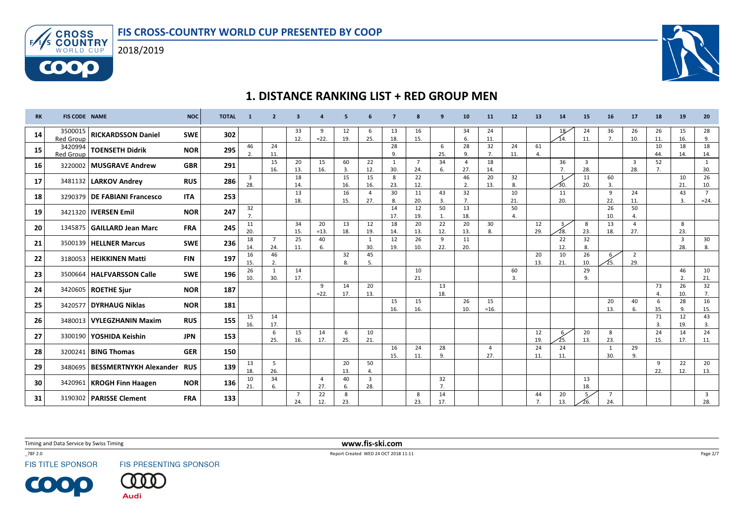# 1. DISTANCE RANKING LIST + RED GROUP MEN

FIS CROSS-COUNTRY WORLD CUP PRESENTED BY COOP

2018/2019

| RK | FIS CODE | NAME | NOC | TOTAL | 1 | 2 | 3 | 4 | 5 | 6 | 7 | 8 | 9 | 10 | 11 | 12 | 13 | 14 | 15 | 16 | 17 | 18 | 19 | 20 |
|---|---|---|---|---|---|---|---|---|---|---|---|---|---|---|---|---|---|---|---|---|---|---|---|---|
| 14 | 3500015 Red Group | RICKARDSSON Daniel | SWE | 302 | | | 33 12. | 9 =22. | 12 19. | 6 25. | 13 18. | 16 15. | | 34 6. | 24 11. | | | 18 14. | 24 11. | 36 7. | 26 10. | 26 11. | 15 16. | 28 9. |
| 15 | 3420994 Red Group | TOENSETH Didrik | NOR | 295 | 46 2. | 24 11. | | | | | 28 9. | | 6 25. | 28 9. | 32 7. | 24 11. | 61 4. | | | | | 10 44. | 18 14. | 18 14. |
| 16 | 3220002 | MUSGRAVE Andrew | GBR | 291 | | 15 16. | 20 13. | 15 16. | 60 3. | 22 12. | 1 30. | 7 24. | 34 6. | 4 27. | 18 14. | | | 36 7. | 3 28. | | 3 28. | 52 7. | | 1 30. |
| 17 | 3481132 | LARKOV Andrey | RUS | 286 | 3 28. | | 18 14. | | 15 16. | 15 16. | 8 23. | 22 12. | | 46 2. | 20 13. | 32 8. | | 1 30. | 11 20. | 60 3. | | | 10 21. | 26 10. |
| 18 | 3290379 | DE FABIANI Francesco | ITA | 253 | | | 13 18. | | 16 15. | 4 27. | 30 8. | 11 20. | 43 3. | 32 7. | | 10 21. | | 11 20. | | 9 22. | 24 11. | | 43 3. | 7 =24. |
| 19 | 3421320 | IVERSEN Emil | NOR | 247 | 32 7. | | | | | | 14 17. | 12 19. | 50 1. | 13 18. | | 50 4. | | | | 26 10. | 50 4. | | | |
| 20 | 1345875 | GAILLARD Jean Marc | FRA | 245 | 11 20. | | 34 15. | 20 =13. | 13 18. | 12 19. | 18 14. | 20 13. | 22 12. | 20 13. | 30 8. | | 12 29. | 3 28. | 8 23. | 13 18. | 4 27. | | 8 23. | |
| 21 | 3500139 | HELLNER Marcus | SWE | 236 | 18 14. | 7 24. | 25 11. | 40 6. | | 1 30. | 12 19. | 26 10. | 9 22. | 11 20. | | | | 22 12. | 32 8. | | | | 3 28. | 30 8. |
| 22 | 3180053 | HEIKKINEN Matti | FIN | 197 | 16 15. | 46 2. | | | 32 8. | 45 5. | | | | | | | 20 13. | 10 21. | 26 10. | 6 25. | 2 29. | | | |
| 23 | 3500664 | HALFVARSSON Calle | SWE | 196 | 26 10. | 1 30. | 14 17. | | | | | 10 21. | | | | 60 3. | | | 29 9. | | | | 46 2. | 10 21. |
| 24 | 3420605 | ROETHE Sjur | NOR | 187 | | | | 9 =22. | 14 17. | 20 13. | | | 13 18. | | | | | | | | | 73 4. | 26 10. | 32 7. |
| 25 | 3420577 | DYRHAUG Niklas | NOR | 181 | | | | | | | 15 16. | 15 16. | | 26 10. | 15 =16. | | | | | 20 13. | 40 6. | 6 35. | 28 9. | 16 15. |
| 26 | 3480013 | VYLEGZHANIN Maxim | RUS | 155 | 15 16. | 14 17. | | | | | | | | | | | | | | | | 71 3. | 12 19. | 43 3. |
| 27 | 3300190 | YOSHIDA Keishin | JPN | 153 | | 6 25. | 15 16. | 14 17. | 6 25. | 10 21. | | | | | | | 12 19. | 6 25. | 20 13. | 8 23. | | 24 15. | 14 17. | 24 11. |
| 28 | 3200241 | BING Thomas | GER | 150 | | | | | | | 16 15. | 24 11. | 28 9. | | 4 27. | | 24 11. | 24 11. | | 1 30. | 29 9. | | | |
| 29 | 3480695 | BESSMERTNYKH Alexander | RUS | 139 | 13 18. | 5 26. | | | 20 13. | 50 4. | | | | | | | | | | | | 9 22. | 22 12. | 20 13. |
| 30 | 3420961 | KROGH Finn Haagen | NOR | 136 | 10 21. | 34 6. | | 4 27. | 40 6. | 3 28. | | | 32 7. | | | | | | 13 18. | | | | | |
| 31 | 3190302 | PARISSE Clement | FRA | 133 | | | 7 24. | 22 12. | 8 23. | | | 8 23. | 14 17. | | | | 44 7. | 20 13. | 5 26. | 7 24. | | | | 3 28. |

Timing and Data Service by Swiss Timing

www.fis-ski.com

_78F 2.0

Report Created WED 24 OCT 2018 11:11

FIS TITLE SPONSOR

FIS PRESENTING SPONSOR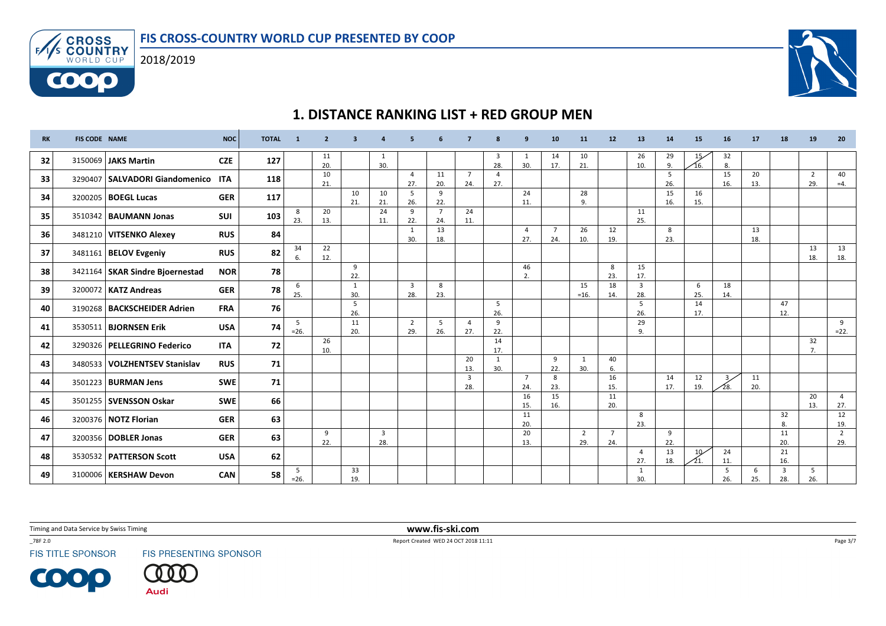# FIS CROSS-COUNTRY WORLD CUP PRESENTED BY COOP

2018/2019

## 1. DISTANCE RANKING LIST + RED GROUP MEN

| RK | FIS CODE | NAME | NOC | TOTAL | 1 | 2 | 3 | 4 | 5 | 6 | 7 | 8 | 9 | 10 | 11 | 12 | 13 | 14 | 15 | 16 | 17 | 18 | 19 | 20 |
|---|---|---|---|---|---|---|---|---|---|---|---|---|---|---|---|---|---|---|---|---|---|---|---|---|
| 32 | 3150069 | **JAKS Martin** | CZE | 127 | | 11 20. | | 1 30. | | | | 3 28. | 1 30. | 14 17. | 10 21. | | 26 10. | 29 9. | 15 16. | 32 8. | | | | |
| 33 | 3290407 | **SALVADORI Giandomenico** | ITA | 118 | | 10 21. | | | 4 27. | 11 20. | 7 24. | 4 27. | | | | | | 5 26. | | 15 16. | 20 13. | | 2 29. | 40 =4. |
| 34 | 3200205 | **BOEGL Lucas** | GER | 117 | | | 10 21. | 10 21. | 5 26. | 9 22. | | | 24 11. | | 28 9. | | | 15 16. | 16 15. | | | | | |
| 35 | 3510342 | **BAUMANN Jonas** | SUI | 103 | 8 23. | 20 13. | | 24 11. | 9 22. | 7 24. | 24 11. | | | | | | 11 25. | | | | | | | |
| 36 | 3481210 | **VITSENKO Alexey** | RUS | 84 | | | | | 1 30. | 13 18. | | | 4 27. | 7 24. | 26 10. | 12 19. | | 8 23. | | | 13 18. | | | |
| 37 | 3481161 | **BELOV Evgeniy** | RUS | 82 | 34 6. | 22 12. | | | | | | | | | | | | | | | | | 13 18. | 13 18. |
| 38 | 3421164 | **SKAR Sindre Bjoernestad** | NOR | 78 | | | 9 22. | | | | | | 46 2. | | | 8 23. | 15 17. | | | | | | | |
| 39 | 3200072 | **KATZ Andreas** | GER | 78 | 6 25. | | 1 30. | | 3 28. | 8 23. | | | | | 15 =16. | 18 14. | 3 28. | | 6 25. | 18 14. | | | | |
| 40 | 3190268 | **BACKSCHEIDER Adrien** | FRA | 76 | | | 5 26. | | | | | 5 26. | | | | | 5 26. | | 14 17. | | | 47 12. | | |
| 41 | 3530511 | **BJORNSEN Erik** | USA | 74 | 5 =26. | | 11 20. | | 2 29. | 5 26. | 4 27. | 9 22. | | | | | 29 9. | | | | | | | 9 =22. |
| 42 | 3290326 | **PELLEGRINO Federico** | ITA | 72 | | 26 10. | | | | | | 14 17. | | | | | | | | | | | 32 7. | |
| 43 | 3480533 | **VOLZHENTSEV Stanislav** | RUS | 71 | | | | | | | 20 13. | 1 30. | | 9 22. | 1 30. | 40 6. | | | | | | | | |
| 44 | 3501223 | **BURMAN Jens** | SWE | 71 | | | | | | | | 3 28. | 7 24. | 8 23. | | 16 15. | | 14 17. | 12 19. | 3 28. | 11 20. | | | |
| 45 | 3501255 | **SVENSSON Oskar** | SWE | 66 | | | | | | | | | 16 15. | 15 16. | | 11 20. | | | | | | | 20 13. | 4 27. |
| 46 | 3200376 | **NOTZ Florian** | GER | 63 | | | | | | | | | 11 20. | | | | 8 23. | | | | | 32 8. | | 12 19. |
| 47 | 3200356 | **DOBLER Jonas** | GER | 63 | | 9 22. | | 3 28. | | | | | 20 13. | | 2 29. | 7 24. | | 9 22. | | | | 11 20. | | 2 29. |
| 48 | 3530532 | **PATTERSON Scott** | USA | 62 | | | | | | | | | | | | | 4 27. | 13 18. | 10 21. | 24 11. | | 21 16. | | |
| 49 | 3100006 | **KERSHAW Devon** | CAN | 58 | 5 =26. | | 33 19. | | | | | | | | | | 1 30. | | | 5 26. | 6 25. | 3 28. | 5 26. | |

Timing and Data Service by Swiss Timing

www.fis-ski.com

_78F 2.0

Report Created WED 24 OCT 2018 11:11

FIS TITLE SPONSOR FIS PRESENTING SPONSOR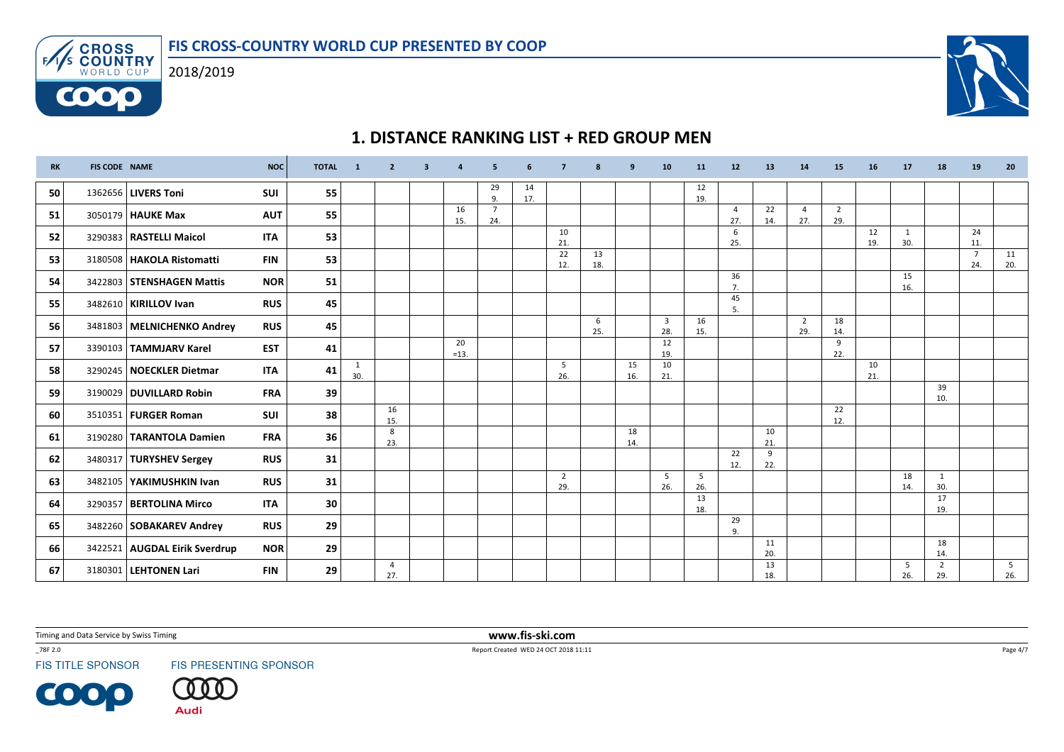# FIS CROSS-COUNTRY WORLD CUP PRESENTED BY COOP

2018/2019

## 1. DISTANCE RANKING LIST + RED GROUP MEN

| RK | FIS CODE | NAME | NOC | TOTAL | 1 | 2 | 3 | 4 | 5 | 6 | 7 | 8 | 9 | 10 | 11 | 12 | 13 | 14 | 15 | 16 | 17 | 18 | 19 | 20 |
|---|---|---|---|---|---|---|---|---|---|---|---|---|---|---|---|---|---|---|---|---|---|---|---|---|
| 50 | 1362656 | LIVERS Toni | SUI | 55 | | | | | 29 9. | 14 17. | | | | | 12 19. | | | | | | | | | |
| 51 | 3050179 | HAUKE Max | AUT | 55 | | | | 16 15. | 7 24. | | | | | | | 4 27. | 22 14. | 4 27. | 2 29. | | | | | |
| 52 | 3290383 | RASTELLI Maicol | ITA | 53 | | | | | | | 10 21. | | | | | 6 25. | | | | 12 19. | 1 30. | | 24 11. | |
| 53 | 3180508 | HAKOLA Ristomatti | FIN | 53 | | | | | | | 22 12. | 13 18. | | | | | | | | | | | 7 24. | 11 20. |
| 54 | 3422803 | STENSHAGEN Mattis | NOR | 51 | | | | | | | | | | | | 36 7. | | | | | 15 16. | | | |
| 55 | 3482610 | KIRILLOV Ivan | RUS | 45 | | | | | | | | | | | | 45 5. | | | | | | | | |
| 56 | 3481803 | MELNICHENKO Andrey | RUS | 45 | | | | | | | | 6 25. | | 3 28. | 16 15. | | | 2 29. | 18 14. | | | | | |
| 57 | 3390103 | TAMMJARV Karel | EST | 41 | | | | 20 =13. | | | | | | 12 19. | | | | | 9 22. | | | | | |
| 58 | 3290245 | NOECKLER Dietmar | ITA | 41 | 1 30. | | | | | | 5 26. | | 15 16. | 10 21. | | | | | | 10 21. | | | | |
| 59 | 3190029 | DUVILLARD Robin | FRA | 39 | | | | | | | | | | | | | | | | | | 39 10. | | |
| 60 | 3510351 | FURGER Roman | SUI | 38 | | 16 15. | | | | | | | | | | | | | 22 12. | | | | | |
| 61 | 3190280 | TARANTOLA Damien | FRA | 36 | | 8 23. | | | | | | | 18 14. | | | | 10 21. | | | | | | | |
| 62 | 3480317 | TURYSHEV Sergey | RUS | 31 | | | | | | | | | | | | 22 12. | 9 22. | | | | | | | |
| 63 | 3482105 | YAKIMUSHKIN Ivan | RUS | 31 | | | | | | | 2 29. | | | 5 26. | 5 26. | | | | | | 18 14. | 1 30. | | |
| 64 | 3290357 | BERTOLINA Mirco | ITA | 30 | | | | | | | | | | | 13 18. | | | | | | | 17 19. | | |
| 65 | 3482260 | SOBAKAREV Andrey | RUS | 29 | | | | | | | | | | | | 29 9. | | | | | | | | |
| 66 | 3422521 | AUGDAL Eirik Sverdrup | NOR | 29 | | | | | | | | | | | | | 11 20. | | | | | 18 14. | | |
| 67 | 3180301 | LEHTONEN Lari | FIN | 29 | | 4 27. | | | | | | | | | | | 13 18. | | | | 5 26. | 2 29. | | 5 26. |

Timing and Data Service by Swiss Timing

www.fis-ski.com

_78F 2.0 Report Created WED 24 OCT 2018 11:11

FIS TITLE SPONSOR FIS PRESENTING SPONSOR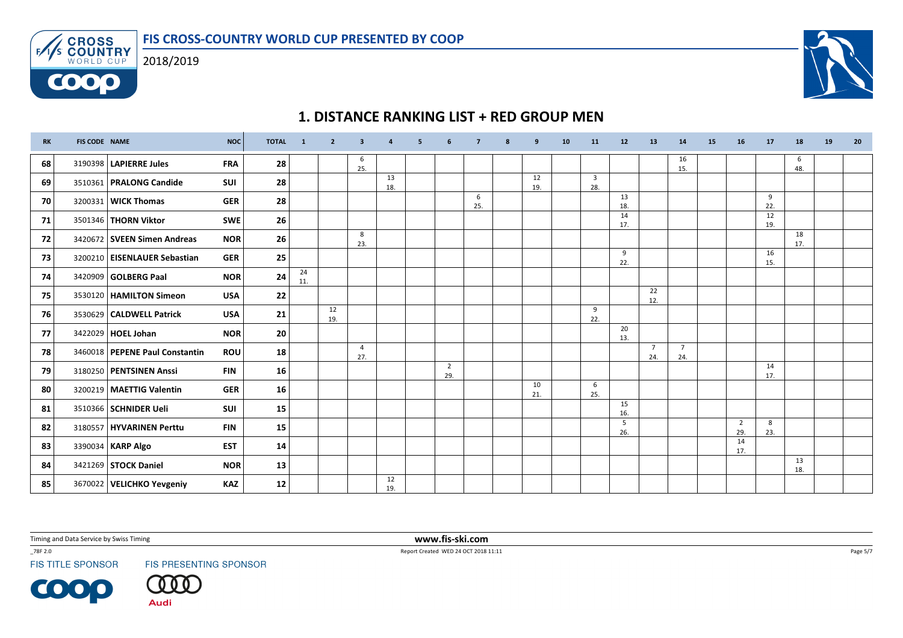# 1. DISTANCE RANKING LIST + RED GROUP MEN

| RK | FIS CODE | NAME | NOC | TOTAL | 1 | 2 | 3 | 4 | 5 | 6 | 7 | 8 | 9 | 10 | 11 | 12 | 13 | 14 | 15 | 16 | 17 | 18 | 19 | 20 |
|---|---|---|---|---|---|---|---|---|---|---|---|---|---|---|---|---|---|---|---|---|---|---|---|---|
| 68 | 3190398 | LAPIERRE Jules | FRA | 28 | | | 6 25. | | | | | | | | | | | 16 15. | | | | 6 48. | | |
| 69 | 3510361 | PRALONG Candide | SUI | 28 | | | | 13 18. | | | | | 12 19. | | 3 28. | | | | | | | | | |
| 70 | 3200331 | WICK Thomas | GER | 28 | | | | | | | 6 25. | | | | | 13 18. | | | | | 9 22. | | | |
| 71 | 3501346 | THORN Viktor | SWE | 26 | | | | | | | | | | | | 14 17. | | | | | 12 19. | | | |
| 72 | 3420672 | SVEEN Simen Andreas | NOR | 26 | | | 8 23. | | | | | | | | | | | | | | | 18 17. | | |
| 73 | 3200210 | EISENLAUER Sebastian | GER | 25 | | | | | | | | | | | | 9 22. | | | | | 16 15. | | | |
| 74 | 3420909 | GOLBERG Paal | NOR | 24 | 24 11. | | | | | | | | | | | | | | | | | | | |
| 75 | 3530120 | HAMILTON Simeon | USA | 22 | | | | | | | | | | | | | 22 12. | | | | | | | |
| 76 | 3530629 | CALDWELL Patrick | USA | 21 | | 12 19. | | | | | | | | | 9 22. | | | | | | | | | |
| 77 | 3422029 | HOEL Johan | NOR | 20 | | | | | | | | | | | | 20 13. | | | | | | | | |
| 78 | 3460018 | PEPENE Paul Constantin | ROU | 18 | | | 4 27. | | | | | | | | | | 7 24. | 7 24. | | | | | | |
| 79 | 3180250 | PENTSINEN Anssi | FIN | 16 | | | | | | 2 29. | | | | | | | | | | | 14 17. | | | |
| 80 | 3200219 | MAETTIG Valentin | GER | 16 | | | | | | | | | 10 21. | | 6 25. | | | | | | | | | |
| 81 | 3510366 | SCHNIDER Ueli | SUI | 15 | | | | | | | | | | | | 15 16. | | | | | | | | |
| 82 | 3180557 | HYVARINEN Perttu | FIN | 15 | | | | | | | | | | | | 5 26. | | | | 2 29. | 8 23. | | | |
| 83 | 3390034 | KARP Algo | EST | 14 | | | | | | | | | | | | | | | | 14 17. | | | | |
| 84 | 3421269 | STOCK Daniel | NOR | 13 | | | | | | | | | | | | | | | | | | 13 18. | | |
| 85 | 3670022 | VELICHKO Yevgeniy | KAZ | 12 | | | | 12 19. | | | | | | | | | | | | | | | | |

Timing and Data Service by Swiss Timing

www.fis-ski.com

_78F 2.0

Report Created WED 24 OCT 2018 11:11

FIS TITLE SPONSOR

FIS PRESENTING SPONSOR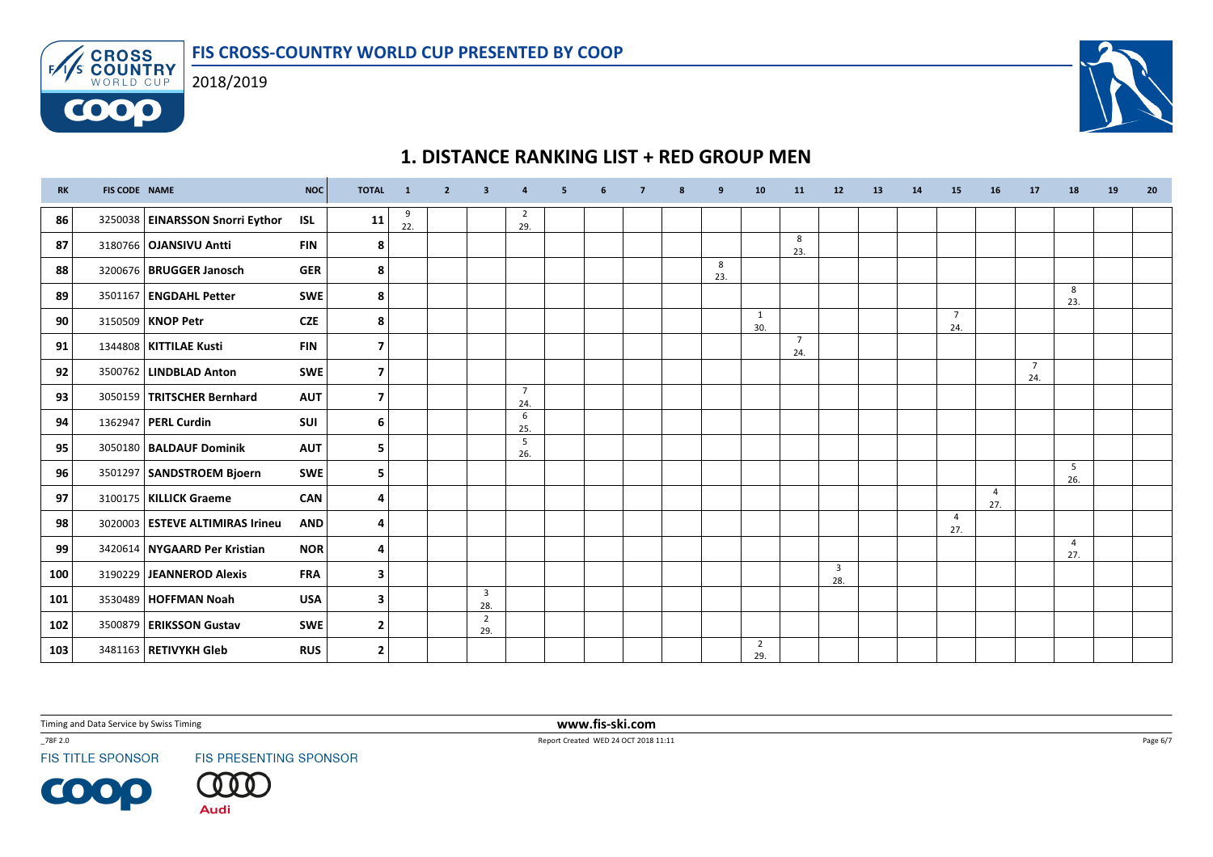# 1. DISTANCE RANKING LIST + RED GROUP MEN

| RK | FIS CODE | NAME | NOC | TOTAL | 1 | 2 | 3 | 4 | 5 | 6 | 7 | 8 | 9 | 10 | 11 | 12 | 13 | 14 | 15 | 16 | 17 | 18 | 19 | 20 |
|---|---|---|---|---|---|---|---|---|---|---|---|---|---|---|---|---|---|---|---|---|---|---|---|---|
| 86 | 3250038 | EINARSSON Snorri Eythor | ISL | 11 | 9 22. | | | 2 29. | | | | | | | | | | | | | | | | |
| 87 | 3180766 | OJANSIVU Antti | FIN | 8 | | | | | | | | | | | 8 23. | | | | | | | | | |
| 88 | 3200676 | BRUGGER Janosch | GER | 8 | | | | | | | | | 8 23. | | | | | | | | | | | |
| 89 | 3501167 | ENGDAHL Petter | SWE | 8 | | | | | | | | | | | | | | | | | | 8 23. | | |
| 90 | 3150509 | KNOP Petr | CZE | 8 | | | | | | | | | | 1 30. | | | | | 7 24. | | | | | |
| 91 | 1344808 | KITTILAE Kusti | FIN | 7 | | | | | | | | | | | 7 24. | | | | | | | | | |
| 92 | 3500762 | LINDBLAD Anton | SWE | 7 | | | | | | | | | | | | | | | | | 7 24. | | | |
| 93 | 3050159 | TRITSCHER Bernhard | AUT | 7 | | | | 7 24. | | | | | | | | | | | | | | | | |
| 94 | 1362947 | PERL Curdin | SUI | 6 | | | | 6 25. | | | | | | | | | | | | | | | | |
| 95 | 3050180 | BALDAUF Dominik | AUT | 5 | | | | 5 26. | | | | | | | | | | | | | | | | |
| 96 | 3501297 | SANDSTROEM Bjoern | SWE | 5 | | | | | | | | | | | | | | | | | | 5 26. | | |
| 97 | 3100175 | KILLICK Graeme | CAN | 4 | | | | | | | | | | | | | | | | 4 27. | | | | |
| 98 | 3020003 | ESTEVE ALTIMIRAS Irineu | AND | 4 | | | | | | | | | | | | | | | 4 27. | | | | | |
| 99 | 3420614 | NYGAARD Per Kristian | NOR | 4 | | | | | | | | | | | | | | | | | | 4 27. | | |
| 100 | 3190229 | JEANNEROD Alexis | FRA | 3 | | | | | | | | | | | | 3 28. | | | | | | | | |
| 101 | 3530489 | HOFFMAN Noah | USA | 3 | | | 3 28. | | | | | | | | | | | | | | | | | |
| 102 | 3500879 | ERIKSSON Gustav | SWE | 2 | | | 2 29. | | | | | | | | | | | | | | | | | |
| 103 | 3481163 | RETIVYKH Gleb | RUS | 2 | | | | | | | | | | 2 29. | | | | | | | | | | |

Timing and Data Service by Swiss Timing

www.fis-ski.com

Report Created WED 24 OCT 2018 11:11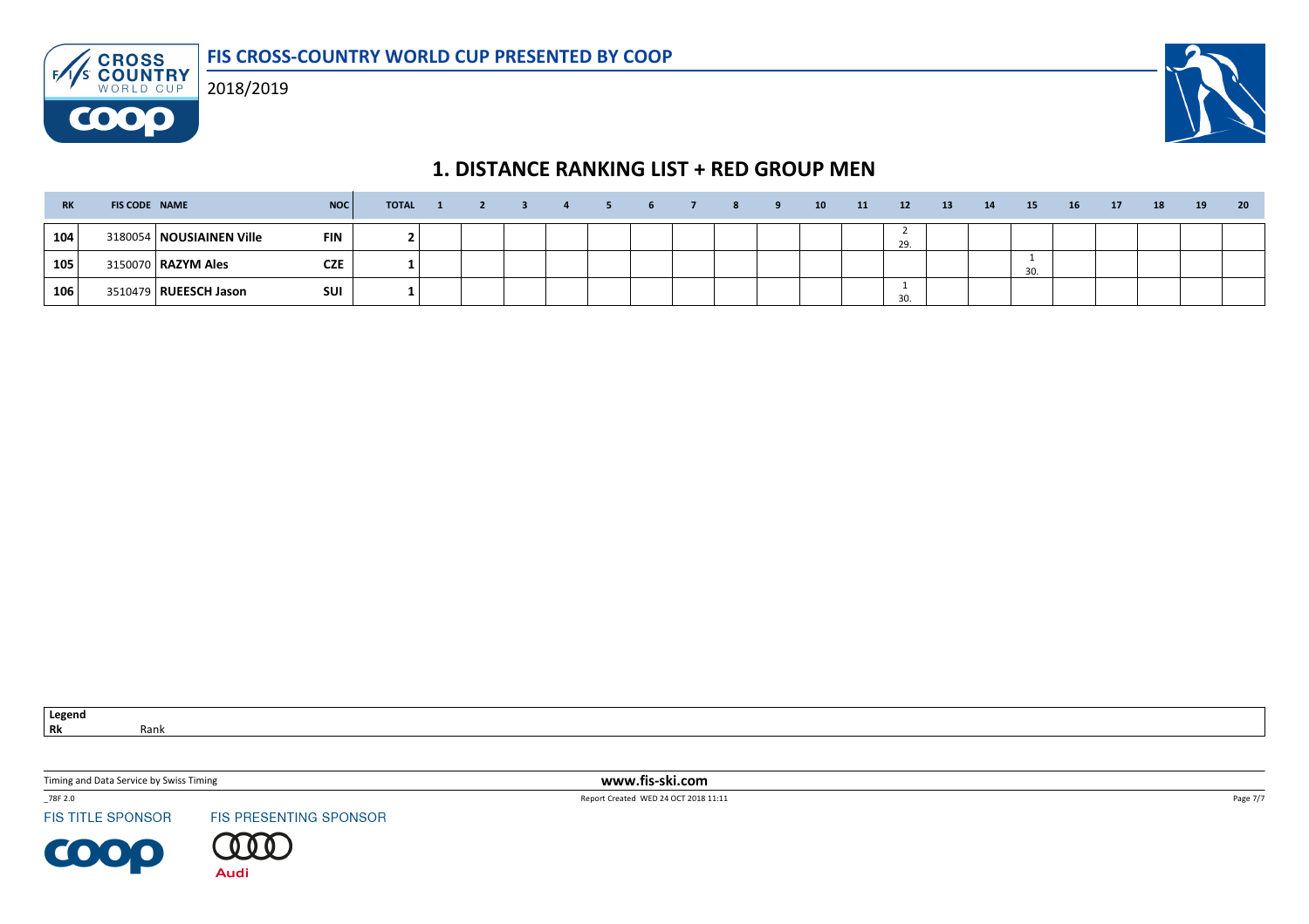# 1. DISTANCE RANKING LIST + RED GROUP MEN

| RK | FIS CODE | NAME | NOC | TOTAL | 1 | 2 | 3 | 4 | 5 | 6 | 7 | 8 | 9 | 10 | 11 | 12 | 13 | 14 | 15 | 16 | 17 | 18 | 19 | 20 |
|---|---|---|---|---|---|---|---|---|---|---|---|---|---|---|---|---|---|---|---|---|---|---|---|---|
| 104 | 3180054 | **NOUSIAINEN Ville** | FIN | 2 | | | | | | | | | | | | 2 29. | | | | | | | | |
| 105 | 3150070 | **RAZYM Ales** | CZE | 1 | | | | | | | | | | | | | | | 1 30. | | | | | |
| 106 | 3510479 | **RUEESCH Jason** | SUI | 1 | | | | | | | | | | | | 1 30. | | | | | | | | |

**Legend**
**Rk** Rank

Timing and Data Service by Swiss Timing

www.fis-ski.com

_78F 2.0

Report Created WED 24 OCT 2018 11:11

FIS TITLE SPONSOR FIS PRESENTING SPONSOR